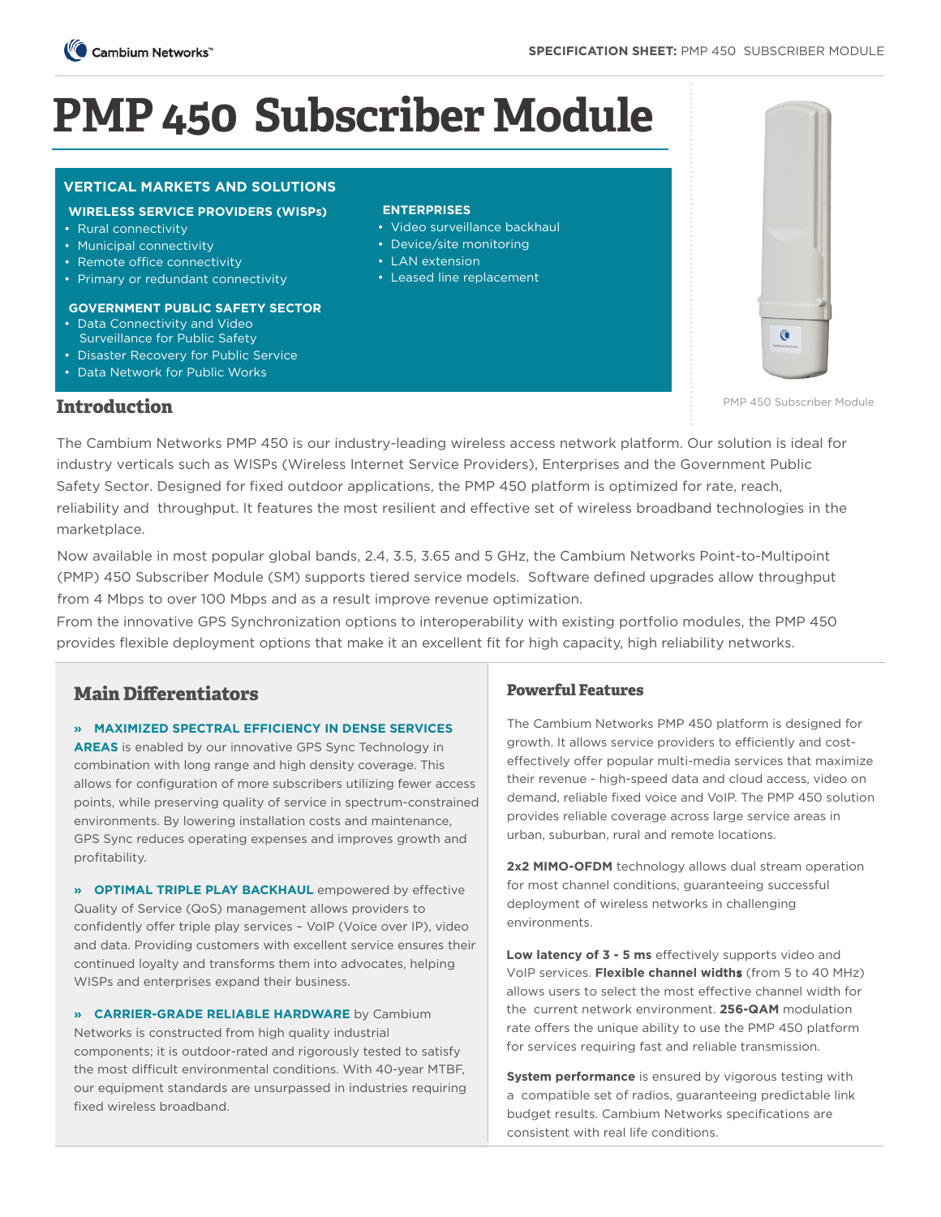# PMP 450 Subscriber Module

## VERTICAL MARKETS AND SOLUTIONS

**WIRELESS SERVICE PROVIDERS (WISPs)**

- Rural connectivity
- Municipal connectivity
- Remote office connectivity
- Primary or redundant connectivity

**GOVERNMENT PUBLIC SAFETY SECTOR**

- Data Connectivity and Video Surveillance for Public Safety
- Disaster Recovery for Public Service
- Data Network for Public Works

**ENTERPRISES**

- Video surveillance backhaul
- Device/site monitoring
- LAN extension
- Leased line replacement

PMP 450 Subscriber Module

## Introduction

The Cambium Networks PMP 450 is our industry-leading wireless access network platform. Our solution is ideal for industry verticals such as WISPs (Wireless Internet Service Providers), Enterprises and the Government Public Safety Sector. Designed for fixed outdoor applications, the PMP 450 platform is optimized for rate, reach, reliability and throughput. It features the most resilient and effective set of wireless broadband technologies in the marketplace.

Now available in most popular global bands, 2.4, 3.5, 3.65 and 5 GHz, the Cambium Networks Point-to-Multipoint (PMP) 450 Subscriber Module (SM) supports tiered service models. Software defined upgrades allow throughput from 4 Mbps to over 100 Mbps and as a result improve revenue optimization.

From the innovative GPS Synchronization options to interoperability with existing portfolio modules, the PMP 450 provides flexible deployment options that make it an excellent fit for high capacity, high reliability networks.

## Main Differentiators

» **MAXIMIZED SPECTRAL EFFICIENCY IN DENSE SERVICES AREAS** is enabled by our innovative GPS Sync Technology in combination with long range and high density coverage. This allows for configuration of more subscribers utilizing fewer access points, while preserving quality of service in spectrum-constrained environments. By lowering installation costs and maintenance, GPS Sync reduces operating expenses and improves growth and profitability.

» **OPTIMAL TRIPLE PLAY BACKHAUL** empowered by effective Quality of Service (QoS) management allows providers to confidently offer triple play services – VoIP (Voice over IP), video and data. Providing customers with excellent service ensures their continued loyalty and transforms them into advocates, helping WISPs and enterprises expand their business.

» **CARRIER-GRADE RELIABLE HARDWARE** by Cambium Networks is constructed from high quality industrial components; it is outdoor-rated and rigorously tested to satisfy the most difficult environmental conditions. With 40-year MTBF, our equipment standards are unsurpassed in industries requiring fixed wireless broadband.

## Powerful Features

The Cambium Networks PMP 450 platform is designed for growth. It allows service providers to efficiently and cost-effectively offer popular multi-media services that maximize their revenue - high-speed data and cloud access, video on demand, reliable fixed voice and VoIP. The PMP 450 solution provides reliable coverage across large service areas in urban, suburban, rural and remote locations.

**2x2 MIMO-OFDM** technology allows dual stream operation for most channel conditions, guaranteeing successful deployment of wireless networks in challenging environments.

**Low latency of 3 - 5 ms** effectively supports video and VoIP services. **Flexible channel widths** (from 5 to 40 MHz) allows users to select the most effective channel width for the current network environment. **256-QAM** modulation rate offers the unique ability to use the PMP 450 platform for services requiring fast and reliable transmission.

**System performance** is ensured by vigorous testing with a compatible set of radios, guaranteeing predictable link budget results. Cambium Networks specifications are consistent with real life conditions.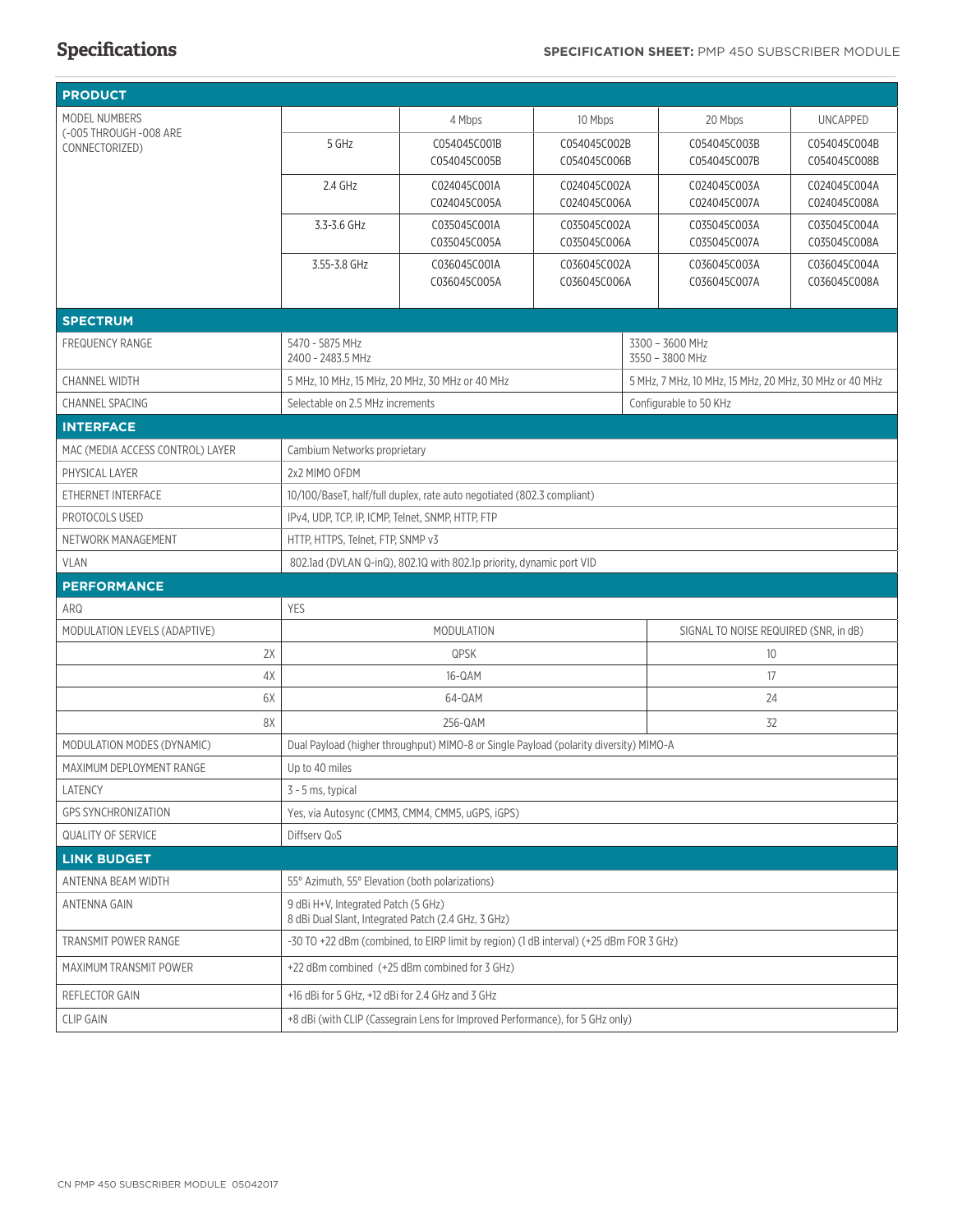## Specifications

| PRODUCT | | | | | |
|---|---|---|---|---|---|
| MODEL NUMBERS (-005 THROUGH -008 ARE CONNECTORIZED) | | 4 Mbps | 10 Mbps | 20 Mbps | UNCAPPED |
| | 5 GHz | C054045C001B C054045C005B | C054045C002B C054045C006B | C054045C003B C054045C007B | C054045C004B C054045C008B |
| | 2.4 GHz | C024045C001A C024045C005A | C024045C002A C024045C006A | C024045C003A C024045C007A | C024045C004A C024045C008A |
| | 3.3-3.6 GHz | C035045C001A C035045C005A | C035045C002A C035045C006A | C035045C003A C035045C007A | C035045C004A C035045C008A |
| | 3.55-3.8 GHz | C036045C001A C036045C005A | C036045C002A C036045C006A | C036045C003A C036045C007A | C036045C004A C036045C008A |

| SPECTRUM | | |
|---|---|---|
| FREQUENCY RANGE | 5470 - 5875 MHz<br>2400 - 2483.5 MHz | 3300 – 3600 MHz<br>3550 – 3800 MHz |
| CHANNEL WIDTH | 5 MHz, 10 MHz, 15 MHz, 20 MHz, 30 MHz or 40 MHz | 5 MHz, 7 MHz, 10 MHz, 15 MHz, 20 MHz, 30 MHz or 40 MHz |
| CHANNEL SPACING | Selectable on 2.5 MHz increments | Configurable to 50 KHz |

| INTERFACE | |
|---|---|
| MAC (MEDIA ACCESS CONTROL) LAYER | Cambium Networks proprietary |
| PHYSICAL LAYER | 2x2 MIMO OFDM |
| ETHERNET INTERFACE | 10/100/BaseT, half/full duplex, rate auto negotiated (802.3 compliant) |
| PROTOCOLS USED | IPv4, UDP, TCP, IP, ICMP, Telnet, SNMP, HTTP, FTP |
| NETWORK MANAGEMENT | HTTP, HTTPS, Telnet, FTP, SNMP v3 |
| VLAN | 802.1ad (DVLAN Q-inQ), 802.1Q with 802.1p priority, dynamic port VID |

| PERFORMANCE | | |
|---|---|---|
| ARQ | YES | |
| MODULATION LEVELS (ADAPTIVE) | MODULATION | SIGNAL TO NOISE REQUIRED (SNR, in dB) |
| 2X | QPSK | 10 |
| 4X | 16-QAM | 17 |
| 6X | 64-QAM | 24 |
| 8X | 256-QAM | 32 |
| MODULATION MODES (DYNAMIC) | Dual Payload (higher throughput) MIMO-8 or Single Payload (polarity diversity) MIMO-A | |
| MAXIMUM DEPLOYMENT RANGE | Up to 40 miles | |
| LATENCY | 3 - 5 ms, typical | |
| GPS SYNCHRONIZATION | Yes, via Autosync (CMM3, CMM4, CMM5, uGPS, iGPS) | |
| QUALITY OF SERVICE | Diffserv QoS | |

| LINK BUDGET | |
|---|---|
| ANTENNA BEAM WIDTH | 55° Azimuth, 55° Elevation (both polarizations) |
| ANTENNA GAIN | 9 dBi H+V, Integrated Patch (5 GHz)<br>8 dBi Dual Slant, Integrated Patch (2.4 GHz, 3 GHz) |
| TRANSMIT POWER RANGE | -30 TO +22 dBm (combined, to EIRP limit by region) (1 dB interval) (+25 dBm FOR 3 GHz) |
| MAXIMUM TRANSMIT POWER | +22 dBm combined (+25 dBm combined for 3 GHz) |
| REFLECTOR GAIN | +16 dBi for 5 GHz, +12 dBi for 2.4 GHz and 3 GHz |
| CLIP GAIN | +8 dBi (with CLIP (Cassegrain Lens for Improved Performance), for 5 GHz only) |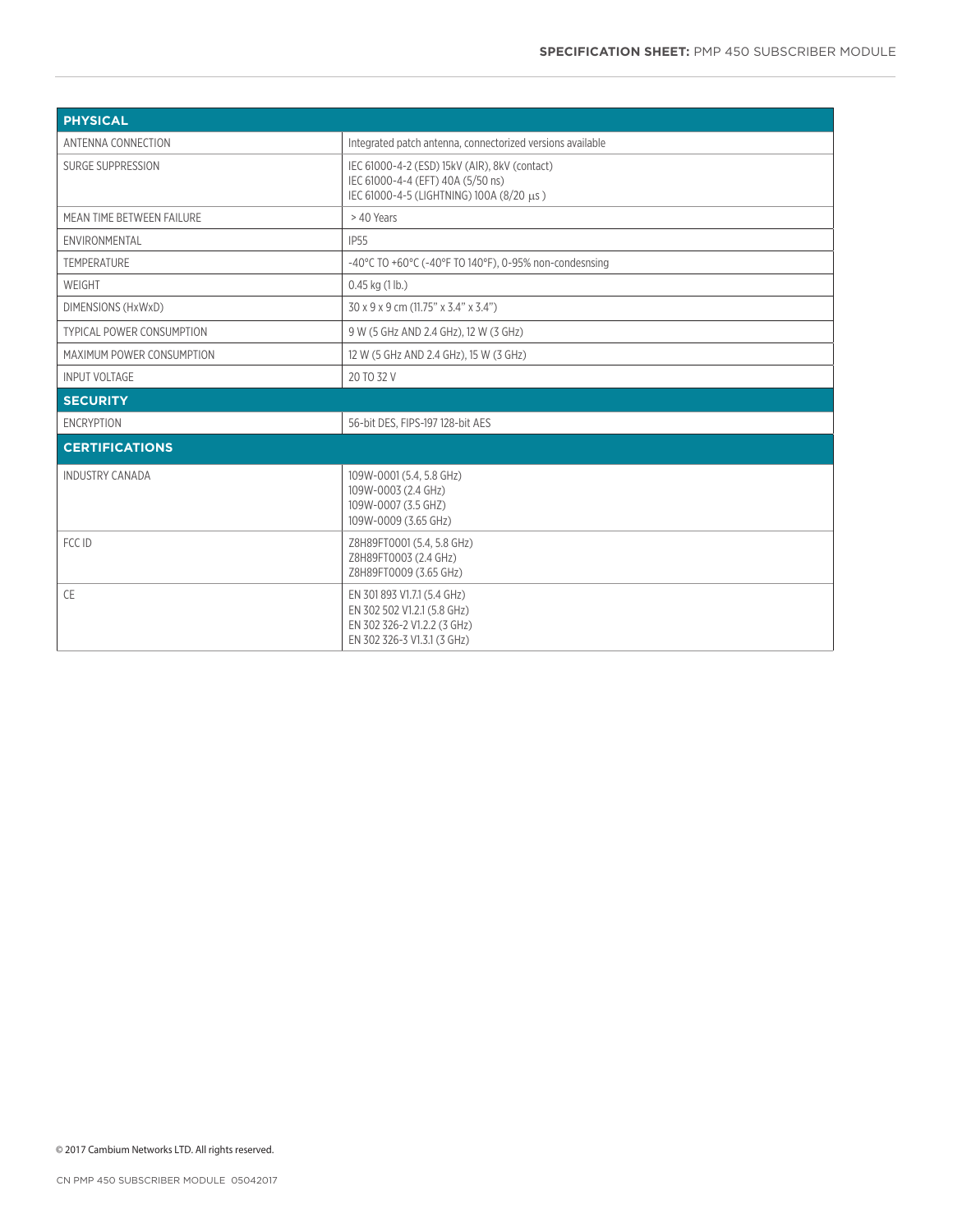| PHYSICAL | |
|---|---|
| ANTENNA CONNECTION | Integrated patch antenna, connectorized versions available |
| SURGE SUPPRESSION | IEC 61000-4-2 (ESD) 15kV (AIR), 8kV (contact)<br>IEC 61000-4-4 (EFT) 40A (5/50 ns)<br>IEC 61000-4-5 (LIGHTNING) 100A (8/20 µs ) |
| MEAN TIME BETWEEN FAILURE | > 40 Years |
| ENVIRONMENTAL | IP55 |
| TEMPERATURE | -40°C TO +60°C (-40°F TO 140°F), 0-95% non-condesnsing |
| WEIGHT | 0.45 kg (1 lb.) |
| DIMENSIONS (HxWxD) | 30 x 9 x 9 cm (11.75" x 3.4" x 3.4") |
| TYPICAL POWER CONSUMPTION | 9 W (5 GHz AND 2.4 GHz), 12 W (3 GHz) |
| MAXIMUM POWER CONSUMPTION | 12 W (5 GHz AND 2.4 GHz), 15 W (3 GHz) |
| INPUT VOLTAGE | 20 TO 32 V |
| **SECURITY** | |
| ENCRYPTION | 56-bit DES, FIPS-197 128-bit AES |
| **CERTIFICATIONS** | |
| INDUSTRY CANADA | 109W-0001 (5.4, 5.8 GHz)<br>109W-0003 (2.4 GHz)<br>109W-0007 (3.5 GHZ)<br>109W-0009 (3.65 GHz) |
| FCC ID | Z8H89FT0001 (5.4, 5.8 GHz)<br>Z8H89FT0003 (2.4 GHz)<br>Z8H89FT0009 (3.65 GHz) |
| CE | EN 301 893 V1.7.1 (5.4 GHz)<br>EN 302 502 V1.2.1 (5.8 GHz)<br>EN 302 326-2 V1.2.2 (3 GHz)<br>EN 302 326-3 V1.3.1 (3 GHz) |

© 2017 Cambium Networks LTD. All rights reserved.

CN PMP 450 SUBSCRIBER MODULE 05042017